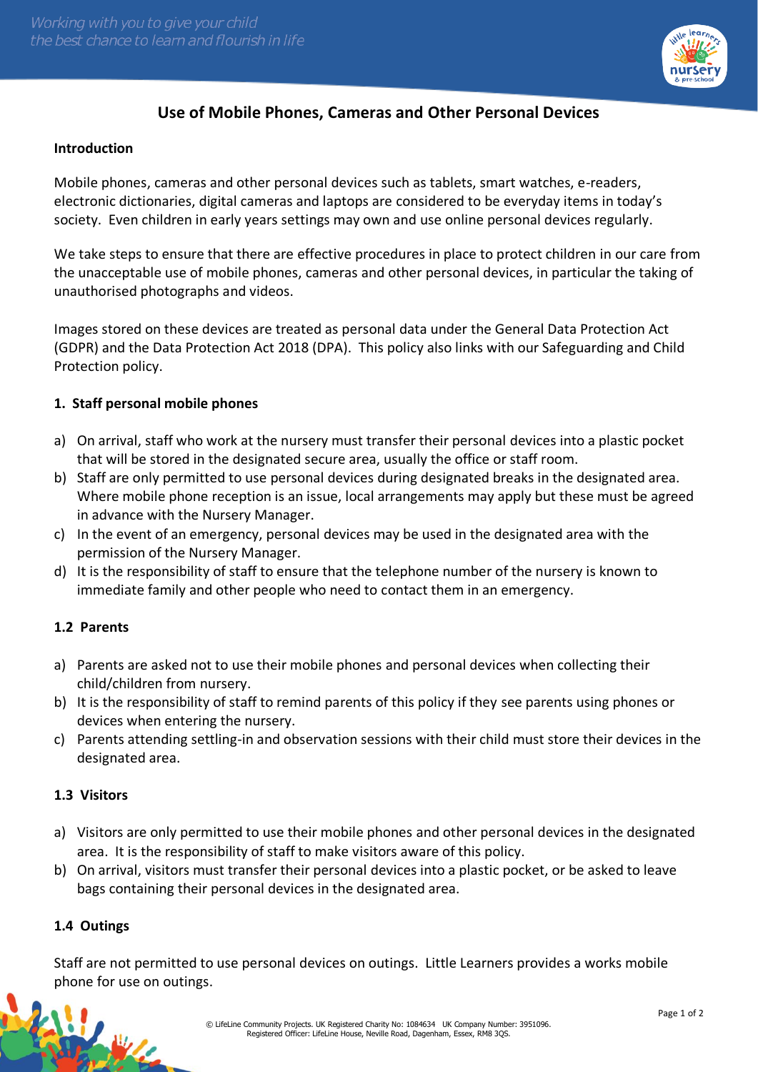# Use of Mobile Phones, Cameras and Other Personal Devices

## Introduction

Mobile phones, cameras and other personal devices such as tablets, smart watches, e-readers, electronic dictionaries, digital cameras and laptops are considered to be everyday items in today's society. Even children in early years settings may own and use online personal devices regularly.

We take steps to ensure that there are effective procedures in place to protect children in our care from the unacceptable use of mobile phones, cameras and other personal devices, in particular the taking of unauthorised photographs and videos.

Images stored on these devices are treated as personal data under the General Data Protection Act (GDPR) and the Data Protection Act 2018 (DPA). This policy also links with our Safeguarding and Child Protection policy.

## 1. Staff personal mobile phones

a) On arrival, staff who work at the nursery must transfer their personal devices into a plastic pocket that will be stored in the designated secure area, usually the office or staff room.

b) Staff are only permitted to use personal devices during designated breaks in the designated area. Where mobile phone reception is an issue, local arrangements may apply but these must be agreed in advance with the Nursery Manager.

c) In the event of an emergency, personal devices may be used in the designated area with the permission of the Nursery Manager.

d) It is the responsibility of staff to ensure that the telephone number of the nursery is known to immediate family and other people who need to contact them in an emergency.

### 1.2 Parents

a) Parents are asked not to use their mobile phones and personal devices when collecting their child/children from nursery.

b) It is the responsibility of staff to remind parents of this policy if they see parents using phones or devices when entering the nursery.

c) Parents attending settling-in and observation sessions with their child must store their devices in the designated area.

### 1.3 Visitors

a) Visitors are only permitted to use their mobile phones and other personal devices in the designated area. It is the responsibility of staff to make visitors aware of this policy.

b) On arrival, visitors must transfer their personal devices into a plastic pocket, or be asked to leave bags containing their personal devices in the designated area.

### 1.4 Outings

Staff are not permitted to use personal devices on outings. Little Learners provides a works mobile phone for use on outings.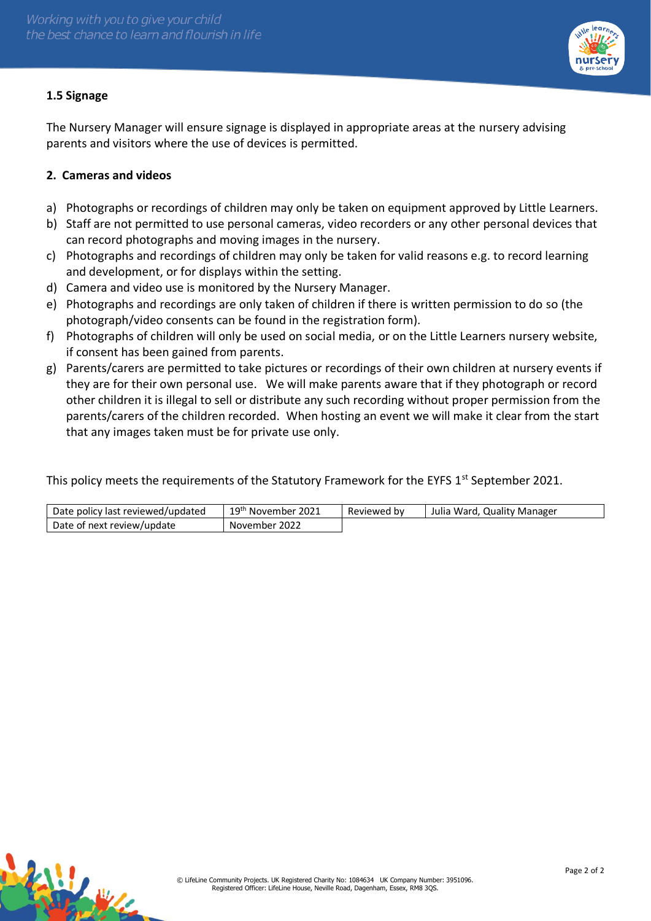### 1.5 Signage

The Nursery Manager will ensure signage is displayed in appropriate areas at the nursery advising parents and visitors where the use of devices is permitted.

### 2. Cameras and videos

a) Photographs or recordings of children may only be taken on equipment approved by Little Learners.
b) Staff are not permitted to use personal cameras, video recorders or any other personal devices that can record photographs and moving images in the nursery.
c) Photographs and recordings of children may only be taken for valid reasons e.g. to record learning and development, or for displays within the setting.
d) Camera and video use is monitored by the Nursery Manager.
e) Photographs and recordings are only taken of children if there is written permission to do so (the photograph/video consents can be found in the registration form).
f) Photographs of children will only be used on social media, or on the Little Learners nursery website, if consent has been gained from parents.
g) Parents/carers are permitted to take pictures or recordings of their own children at nursery events if they are for their own personal use. We will make parents aware that if they photograph or record other children it is illegal to sell or distribute any such recording without proper permission from the parents/carers of the children recorded. When hosting an event we will make it clear from the start that any images taken must be for private use only.

This policy meets the requirements of the Statutory Framework for the EYFS 1st September 2021.

| | | | |
|---|---|---|---|
| Date policy last reviewed/updated | 19th November 2021 | Reviewed by | Julia Ward, Quality Manager |
| Date of next review/update | November 2022 | | |

© LifeLine Community Projects. UK Registered Charity No: 1084634 UK Company Number: 3951096.
Registered Officer: LifeLine House, Neville Road, Dagenham, Essex, RM8 3QS.